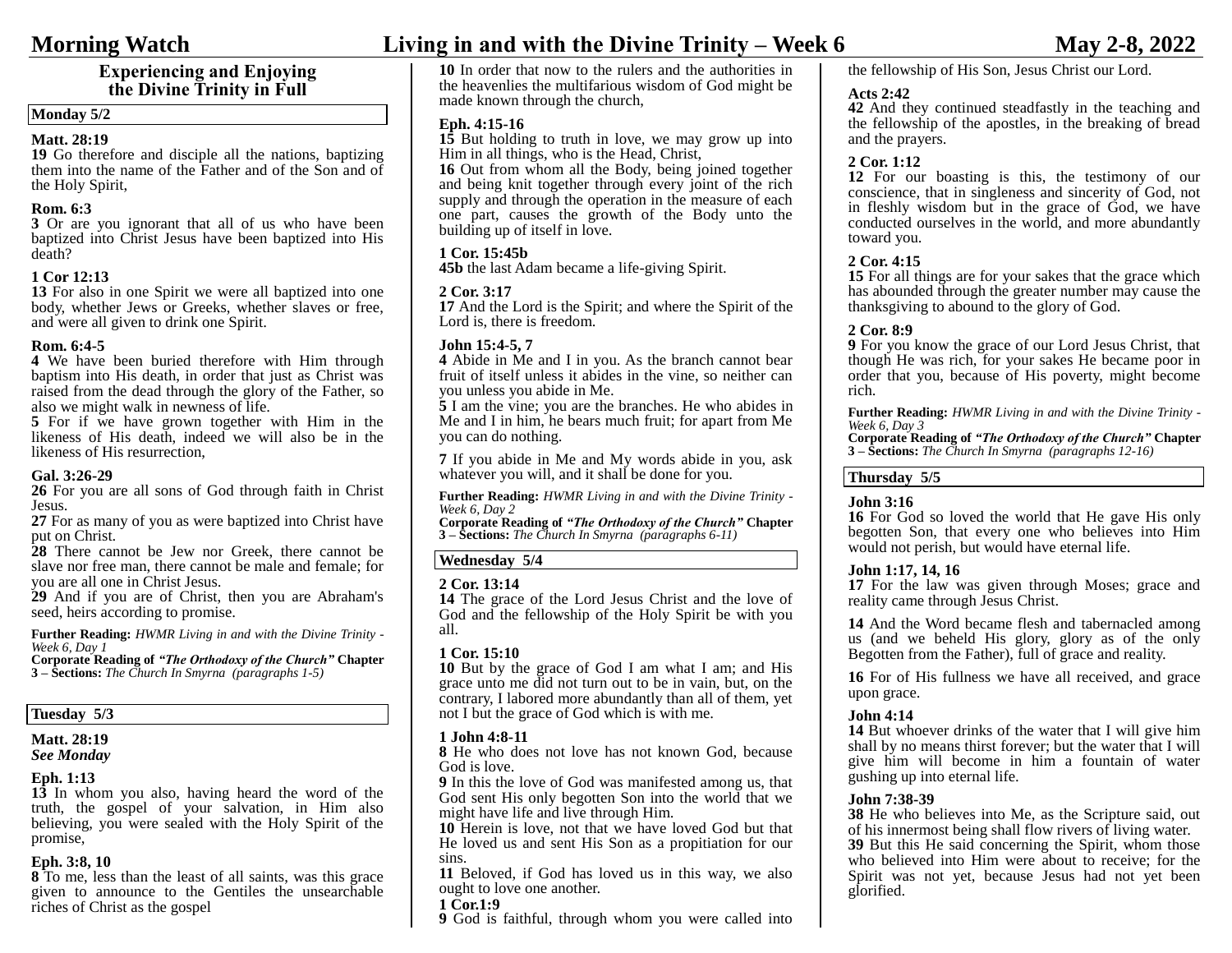# Morning Watch — Living in and with the Divine Trinity – Week 6 — May 2-8, 2022

## Experiencing and Enjoying the Divine Trinity in Full

### Monday 5/2

**Matt. 28:19**
**19** Go therefore and disciple all the nations, baptizing them into the name of the Father and of the Son and of the Holy Spirit,

**Rom. 6:3**
**3** Or are you ignorant that all of us who have been baptized into Christ Jesus have been baptized into His death?

**1 Cor 12:13**
**13** For also in one Spirit we were all baptized into one body, whether Jews or Greeks, whether slaves or free, and were all given to drink one Spirit.

**Rom. 6:4-5**
**4** We have been buried therefore with Him through baptism into His death, in order that just as Christ was raised from the dead through the glory of the Father, so also we might walk in newness of life.
**5** For if we have grown together with Him in the likeness of His death, indeed we will also be in the likeness of His resurrection,

**Gal. 3:26-29**
**26** For you are all sons of God through faith in Christ Jesus.
**27** For as many of you as were baptized into Christ have put on Christ.
**28** There cannot be Jew nor Greek, there cannot be slave nor free man, there cannot be male and female; for you are all one in Christ Jesus.
**29** And if you are of Christ, then you are Abraham's seed, heirs according to promise.

**Further Reading:** *HWMR Living in and with the Divine Trinity - Week 6, Day 1*
**Corporate Reading of *"The Orthodoxy of the Church"* Chapter 3 – Sections:** *The Church In Smyrna (paragraphs 1-5)*

### Tuesday 5/3

**Matt. 28:19**
***See Monday***

**Eph. 1:13**
**13** In whom you also, having heard the word of the truth, the gospel of your salvation, in Him also believing, you were sealed with the Holy Spirit of the promise,

**Eph. 3:8, 10**
**8** To me, less than the least of all saints, was this grace given to announce to the Gentiles the unsearchable riches of Christ as the gospel
**10** In order that now to the rulers and the authorities in the heavenlies the multifarious wisdom of God might be made known through the church,

**Eph. 4:15-16**
**15** But holding to truth in love, we may grow up into Him in all things, who is the Head, Christ,
**16** Out from whom all the Body, being joined together and being knit together through every joint of the rich supply and through the operation in the measure of each one part, causes the growth of the Body unto the building up of itself in love.

**1 Cor. 15:45b**
**45b** the last Adam became a life-giving Spirit.

**2 Cor. 3:17**
**17** And the Lord is the Spirit; and where the Spirit of the Lord is, there is freedom.

**John 15:4-5, 7**
**4** Abide in Me and I in you. As the branch cannot bear fruit of itself unless it abides in the vine, so neither can you unless you abide in Me.
**5** I am the vine; you are the branches. He who abides in Me and I in him, he bears much fruit; for apart from Me you can do nothing.

**7** If you abide in Me and My words abide in you, ask whatever you will, and it shall be done for you.

**Further Reading:** *HWMR Living in and with the Divine Trinity - Week 6, Day 2*
**Corporate Reading of *"The Orthodoxy of the Church"* Chapter 3 – Sections:** *The Church In Smyrna (paragraphs 6-11)*

### Wednesday 5/4

**2 Cor. 13:14**
**14** The grace of the Lord Jesus Christ and the love of God and the fellowship of the Holy Spirit be with you all.

**1 Cor. 15:10**
**10** But by the grace of God I am what I am; and His grace unto me did not turn out to be in vain, but, on the contrary, I labored more abundantly than all of them, yet not I but the grace of God which is with me.

**1 John 4:8-11**
**8** He who does not love has not known God, because God is love.
**9** In this the love of God was manifested among us, that God sent His only begotten Son into the world that we might have life and live through Him.
**10** Herein is love, not that we have loved God but that He loved us and sent His Son as a propitiation for our sins.
**11** Beloved, if God has loved us in this way, we also ought to love one another.

**1 Cor.1:9**
**9** God is faithful, through whom you were called into the fellowship of His Son, Jesus Christ our Lord.

**Acts 2:42**
**42** And they continued steadfastly in the teaching and the fellowship of the apostles, in the breaking of bread and the prayers.

**2 Cor. 1:12**
**12** For our boasting is this, the testimony of our conscience, that in singleness and sincerity of God, not in fleshly wisdom but in the grace of God, we have conducted ourselves in the world, and more abundantly toward you.

**2 Cor. 4:15**
**15** For all things are for your sakes that the grace which has abounded through the greater number may cause the thanksgiving to abound to the glory of God.

**2 Cor. 8:9**
**9** For you know the grace of our Lord Jesus Christ, that though He was rich, for your sakes He became poor in order that you, because of His poverty, might become rich.

**Further Reading:** *HWMR Living in and with the Divine Trinity - Week 6, Day 3*
**Corporate Reading of *"The Orthodoxy of the Church"* Chapter 3 – Sections:** *The Church In Smyrna (paragraphs 12-16)*

### Thursday 5/5

**John 3:16**
**16** For God so loved the world that He gave His only begotten Son, that every one who believes into Him would not perish, but would have eternal life.

**John 1:17, 14, 16**
**17** For the law was given through Moses; grace and reality came through Jesus Christ.

**14** And the Word became flesh and tabernacled among us (and we beheld His glory, glory as of the only Begotten from the Father), full of grace and reality.

**16** For of His fullness we have all received, and grace upon grace.

**John 4:14**
**14** But whoever drinks of the water that I will give him shall by no means thirst forever; but the water that I will give him will become in him a fountain of water gushing up into eternal life.

**John 7:38-39**
**38** He who believes into Me, as the Scripture said, out of his innermost being shall flow rivers of living water.
**39** But this He said concerning the Spirit, whom those who believed into Him were about to receive; for the Spirit was not yet, because Jesus had not yet been glorified.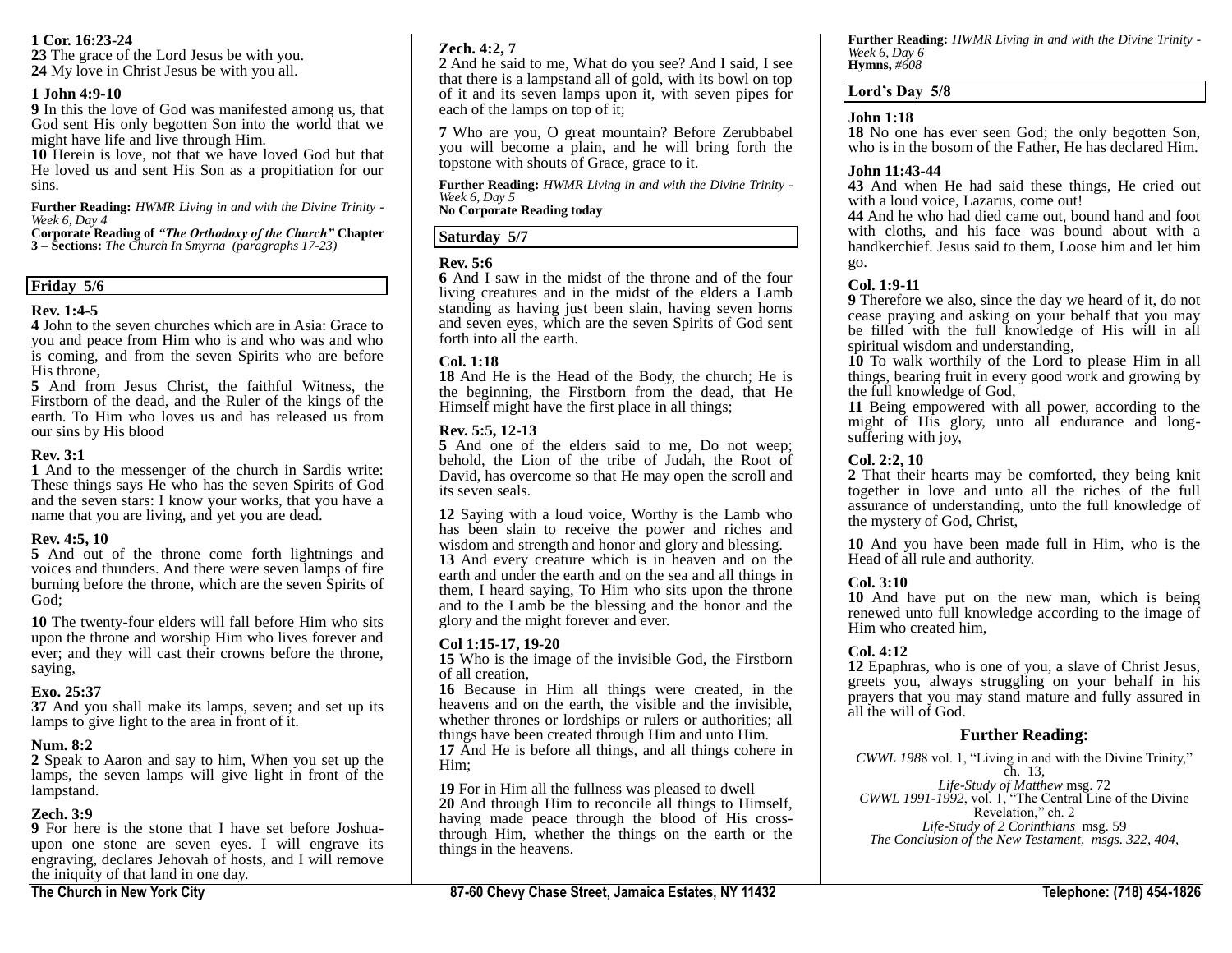**1 Cor. 16:23-24**
**23** The grace of the Lord Jesus be with you.
**24** My love in Christ Jesus be with you all.

**1 John 4:9-10**
**9** In this the love of God was manifested among us, that God sent His only begotten Son into the world that we might have life and live through Him.
**10** Herein is love, not that we have loved God but that He loved us and sent His Son as a propitiation for our sins.

**Further Reading:** *HWMR Living in and with the Divine Trinity - Week 6, Day 4*
**Corporate Reading of *"The Orthodoxy of the Church"* Chapter 3 – Sections:** *The Church In Smyrna (paragraphs 17-23)*

## Friday 5/6

**Rev. 1:4-5**
**4** John to the seven churches which are in Asia: Grace to you and peace from Him who is and who was and who is coming, and from the seven Spirits who are before His throne,
**5** And from Jesus Christ, the faithful Witness, the Firstborn of the dead, and the Ruler of the kings of the earth. To Him who loves us and has released us from our sins by His blood

**Rev. 3:1**
**1** And to the messenger of the church in Sardis write: These things says He who has the seven Spirits of God and the seven stars: I know your works, that you have a name that you are living, and yet you are dead.

**Rev. 4:5, 10**
**5** And out of the throne come forth lightnings and voices and thunders. And there were seven lamps of fire burning before the throne, which are the seven Spirits of God;

**10** The twenty-four elders will fall before Him who sits upon the throne and worship Him who lives forever and ever; and they will cast their crowns before the throne, saying,

**Exo. 25:37**
**37** And you shall make its lamps, seven; and set up its lamps to give light to the area in front of it.

**Num. 8:2**
**2** Speak to Aaron and say to him, When you set up the lamps, the seven lamps will give light in front of the lampstand.

**Zech. 3:9**
**9** For here is the stone that I have set before Joshua-upon one stone are seven eyes. I will engrave its engraving, declares Jehovah of hosts, and I will remove the iniquity of that land in one day.

**Zech. 4:2, 7**
**2** And he said to me, What do you see? And I said, I see that there is a lampstand all of gold, with its bowl on top of it and its seven lamps upon it, with seven pipes for each of the lamps on top of it;

**7** Who are you, O great mountain? Before Zerubbabel you will become a plain, and he will bring forth the topstone with shouts of Grace, grace to it.

**Further Reading:** *HWMR Living in and with the Divine Trinity - Week 6, Day 5*
**No Corporate Reading today**

## Saturday 5/7

**Rev. 5:6**
**6** And I saw in the midst of the throne and of the four living creatures and in the midst of the elders a Lamb standing as having just been slain, having seven horns and seven eyes, which are the seven Spirits of God sent forth into all the earth.

**Col. 1:18**
**18** And He is the Head of the Body, the church; He is the beginning, the Firstborn from the dead, that He Himself might have the first place in all things;

**Rev. 5:5, 12-13**
**5** And one of the elders said to me, Do not weep; behold, the Lion of the tribe of Judah, the Root of David, has overcome so that He may open the scroll and its seven seals.

**12** Saying with a loud voice, Worthy is the Lamb who has been slain to receive the power and riches and wisdom and strength and honor and glory and blessing.
**13** And every creature which is in heaven and on the earth and under the earth and on the sea and all things in them, I heard saying, To Him who sits upon the throne and to the Lamb be the blessing and the honor and the glory and the might forever and ever.

**Col 1:15-17, 19-20**
**15** Who is the image of the invisible God, the Firstborn of all creation,
**16** Because in Him all things were created, in the heavens and on the earth, the visible and the invisible, whether thrones or lordships or rulers or authorities; all things have been created through Him and unto Him.
**17** And He is before all things, and all things cohere in Him;

**19** For in Him all the fullness was pleased to dwell
**20** And through Him to reconcile all things to Himself, having made peace through the blood of His cross-through Him, whether the things on the earth or the things in the heavens.

**Further Reading:** *HWMR Living in and with the Divine Trinity - Week 6, Day 6*
**Hymns,** *#608*

## Lord's Day 5/8

**John 1:18**
**18** No one has ever seen God; the only begotten Son, who is in the bosom of the Father, He has declared Him.

**John 11:43-44**
**43** And when He had said these things, He cried out with a loud voice, Lazarus, come out!
**44** And he who had died came out, bound hand and foot with cloths, and his face was bound about with a handkerchief. Jesus said to them, Loose him and let him go.

**Col. 1:9-11**
**9** Therefore we also, since the day we heard of it, do not cease praying and asking on your behalf that you may be filled with the full knowledge of His will in all spiritual wisdom and understanding,
**10** To walk worthily of the Lord to please Him in all things, bearing fruit in every good work and growing by the full knowledge of God,
**11** Being empowered with all power, according to the might of His glory, unto all endurance and long-suffering with joy,

**Col. 2:2, 10**
**2** That their hearts may be comforted, they being knit together in love and unto all the riches of the full assurance of understanding, unto the full knowledge of the mystery of God, Christ,

**10** And you have been made full in Him, who is the Head of all rule and authority.

**Col. 3:10**
**10** And have put on the new man, which is being renewed unto full knowledge according to the image of Him who created him,

**Col. 4:12**
**12** Epaphras, who is one of you, a slave of Christ Jesus, greets you, always struggling on your behalf in his prayers that you may stand mature and fully assured in all the will of God.

## Further Reading:

*CWWL 1988* vol. 1, "Living in and with the Divine Trinity," ch. 13,
*Life-Study of Matthew* msg. 72
*CWWL 1991-1992*, vol. 1, "The Central Line of the Divine Revelation," ch. 2
*Life-Study of 2 Corinthians* msg. 59
*The Conclusion of the New Testament, msgs. 322, 404,*

The Church in New York City — 87-60 Chevy Chase Street, Jamaica Estates, NY 11432 — Telephone: (718) 454-1826